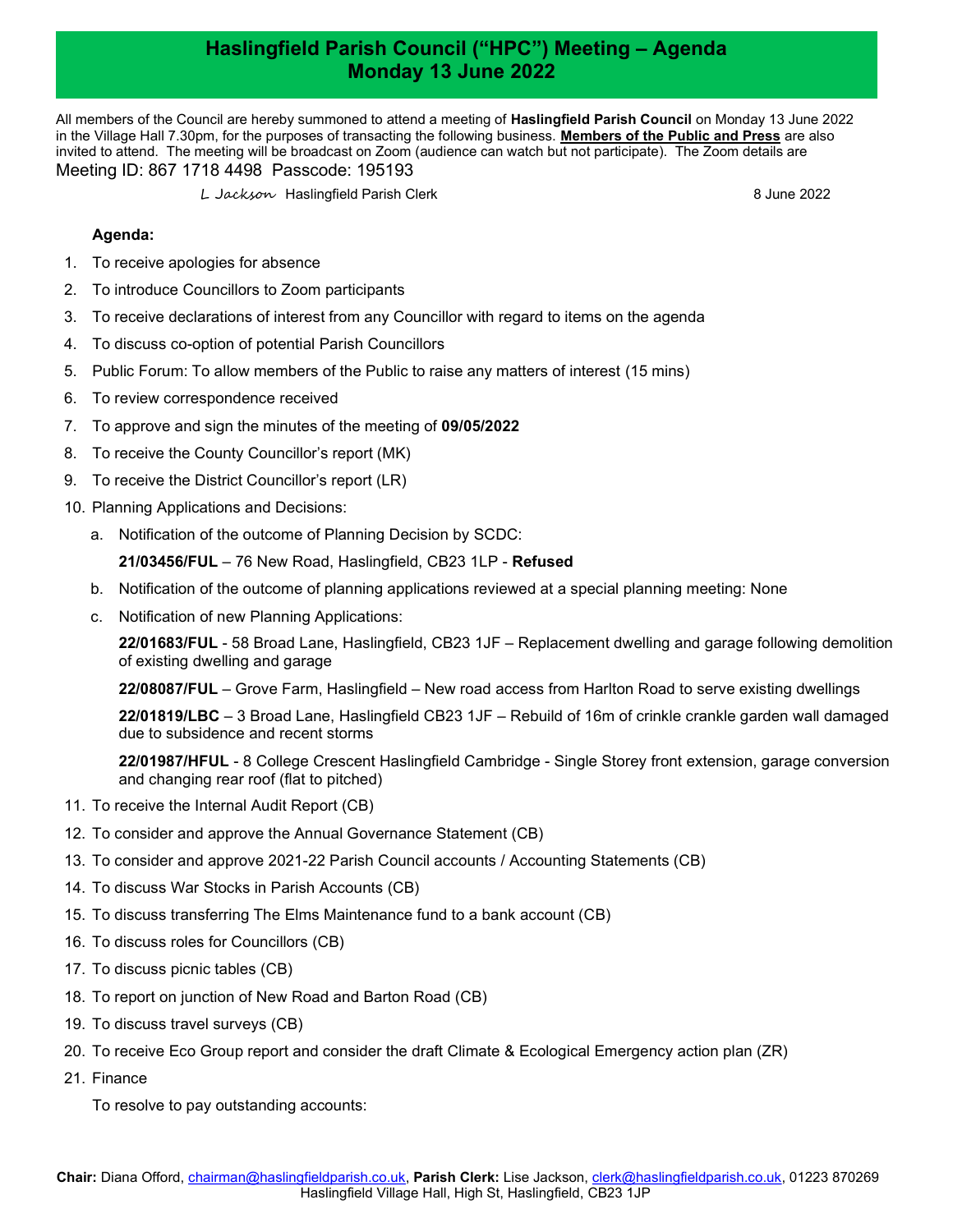# Haslingfield Parish Council ("HPC") Meeting – Agenda
# Monday 13 June 2022

All members of the Council are hereby summoned to attend a meeting of **Haslingfield Parish Council** on Monday 13 June 2022 in the Village Hall 7.30pm, for the purposes of transacting the following business. **Members of the Public and Press** are also invited to attend. The meeting will be broadcast on Zoom (audience can watch but not participate). The Zoom details are Meeting ID: 867 1718 4498 Passcode: 195193

*L Jackson* Haslingfield Parish Clerk 8 June 2022

**Agenda:**

1. To receive apologies for absence
2. To introduce Councillors to Zoom participants
3. To receive declarations of interest from any Councillor with regard to items on the agenda
4. To discuss co-option of potential Parish Councillors
5. Public Forum: To allow members of the Public to raise any matters of interest (15 mins)
6. To review correspondence received
7. To approve and sign the minutes of the meeting of **09/05/2022**
8. To receive the County Councillor's report (MK)
9. To receive the District Councillor's report (LR)
10. Planning Applications and Decisions:
    a. Notification of the outcome of Planning Decision by SCDC:

       **21/03456/FUL** – 76 New Road, Haslingfield, CB23 1LP - **Refused**

    b. Notification of the outcome of planning applications reviewed at a special planning meeting: None
    c. Notification of new Planning Applications:

       **22/01683/FUL** - 58 Broad Lane, Haslingfield, CB23 1JF – Replacement dwelling and garage following demolition of existing dwelling and garage

       **22/08087/FUL** – Grove Farm, Haslingfield – New road access from Harlton Road to serve existing dwellings

       **22/01819/LBC** – 3 Broad Lane, Haslingfield CB23 1JF – Rebuild of 16m of crinkle crankle garden wall damaged due to subsidence and recent storms

       **22/01987/HFUL** - 8 College Crescent Haslingfield Cambridge - Single Storey front extension, garage conversion and changing rear roof (flat to pitched)
11. To receive the Internal Audit Report (CB)
12. To consider and approve the Annual Governance Statement (CB)
13. To consider and approve 2021-22 Parish Council accounts / Accounting Statements (CB)
14. To discuss War Stocks in Parish Accounts (CB)
15. To discuss transferring The Elms Maintenance fund to a bank account (CB)
16. To discuss roles for Councillors (CB)
17. To discuss picnic tables (CB)
18. To report on junction of New Road and Barton Road (CB)
19. To discuss travel surveys (CB)
20. To receive Eco Group report and consider the draft Climate & Ecological Emergency action plan (ZR)
21. Finance

    To resolve to pay outstanding accounts:

**Chair:** Diana Offord, chairman@haslingfieldparish.co.uk, **Parish Clerk:** Lise Jackson, clerk@haslingfieldparish.co.uk, 01223 870269
Haslingfield Village Hall, High St, Haslingfield, CB23 1JP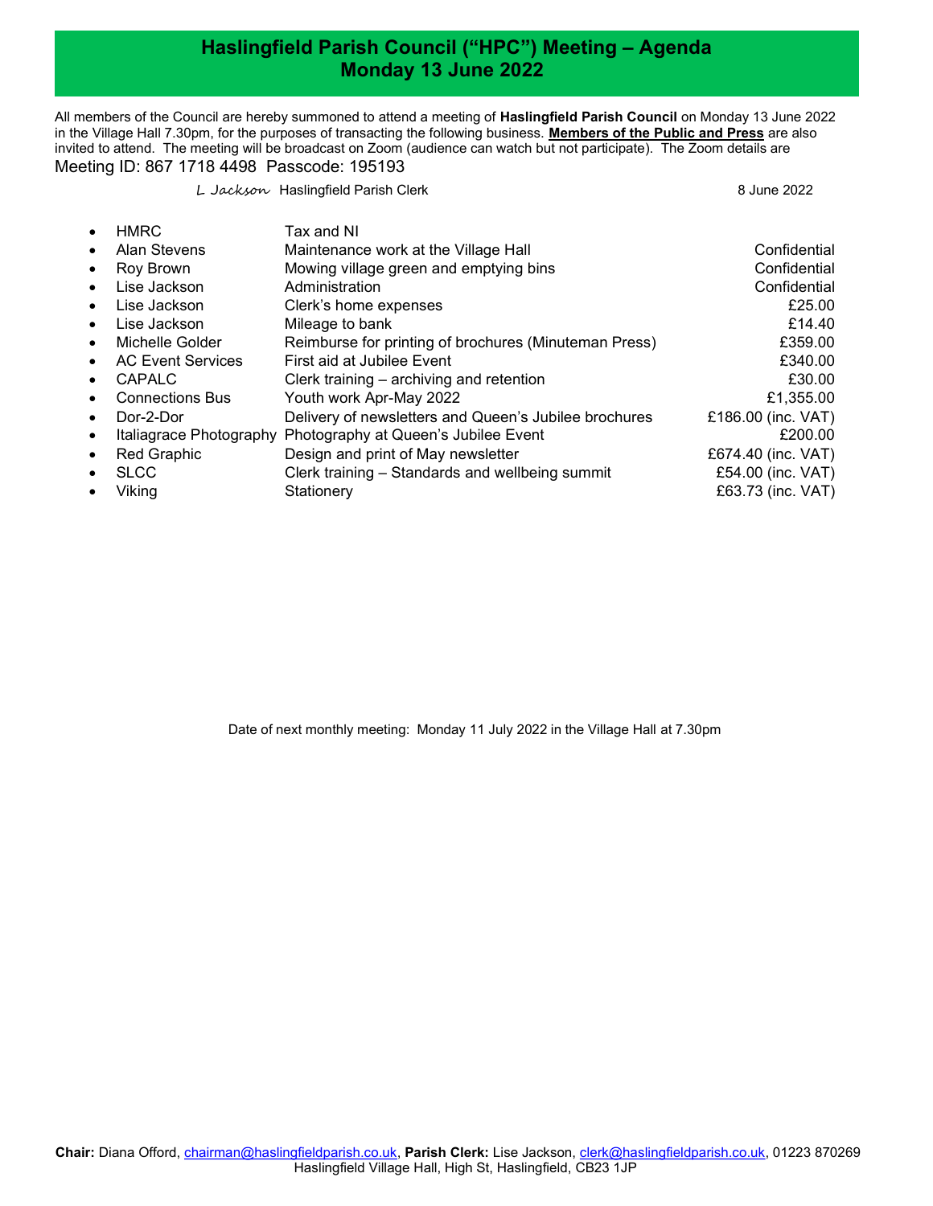## Haslingfield Parish Council ("HPC") Meeting – Agenda
## Monday 13 June 2022

All members of the Council are hereby summoned to attend a meeting of **Haslingfield Parish Council** on Monday 13 June 2022 in the Village Hall 7.30pm, for the purposes of transacting the following business. **Members of the Public and Press** are also invited to attend. The meeting will be broadcast on Zoom (audience can watch but not participate). The Zoom details are Meeting ID: 867 1718 4498 Passcode: 195193

*L Jackson* Haslingfield Parish Clerk 8 June 2022

| | | |
|---|---|---|
| • HMRC | Tax and NI | |
| • Alan Stevens | Maintenance work at the Village Hall | Confidential |
| • Roy Brown | Mowing village green and emptying bins | Confidential |
| • Lise Jackson | Administration | Confidential |
| • Lise Jackson | Clerk's home expenses | £25.00 |
| • Lise Jackson | Mileage to bank | £14.40 |
| • Michelle Golder | Reimburse for printing of brochures (Minuteman Press) | £359.00 |
| • AC Event Services | First aid at Jubilee Event | £340.00 |
| • CAPALC | Clerk training – archiving and retention | £30.00 |
| • Connections Bus | Youth work Apr-May 2022 | £1,355.00 |
| • Dor-2-Dor | Delivery of newsletters and Queen's Jubilee brochures | £186.00 (inc. VAT) |
| • Italiagrace Photography | Photography at Queen's Jubilee Event | £200.00 |
| • Red Graphic | Design and print of May newsletter | £674.40 (inc. VAT) |
| • SLCC | Clerk training – Standards and wellbeing summit | £54.00 (inc. VAT) |
| • Viking | Stationery | £63.73 (inc. VAT) |

Date of next monthly meeting: Monday 11 July 2022 in the Village Hall at 7.30pm

**Chair:** Diana Offord, chairman@haslingfieldparish.co.uk, **Parish Clerk:** Lise Jackson, clerk@haslingfieldparish.co.uk, 01223 870269
Haslingfield Village Hall, High St, Haslingfield, CB23 1JP